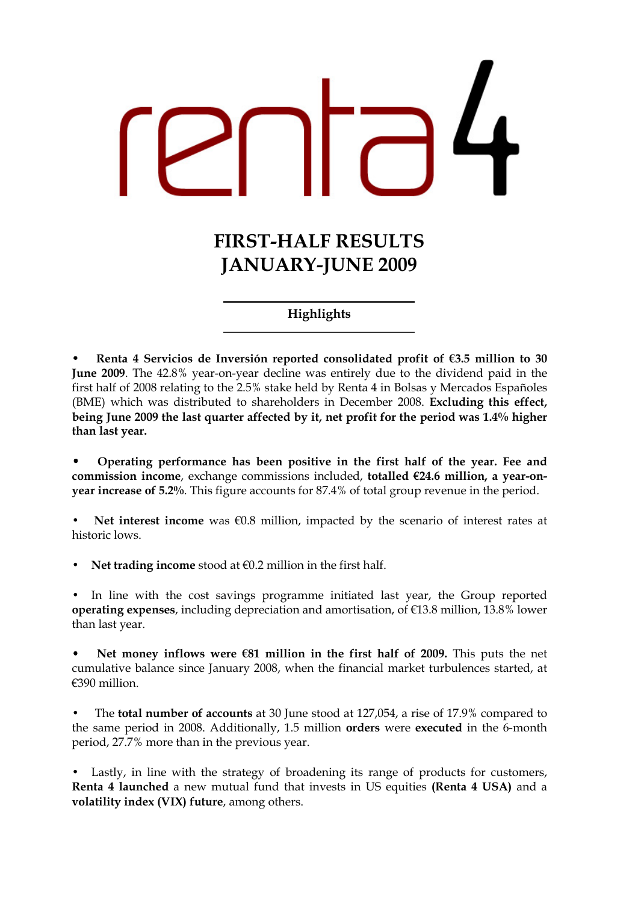renta4

# FIRST-HALF RESULTS
# JANUARY-JUNE 2009

## Highlights

- **Renta 4 Servicios de Inversión reported consolidated profit of €3.5 million to 30 June 2009**. The 42.8% year-on-year decline was entirely due to the dividend paid in the first half of 2008 relating to the 2.5% stake held by Renta 4 in Bolsas y Mercados Españoles (BME) which was distributed to shareholders in December 2008. **Excluding this effect, being June 2009 the last quarter affected by it, net profit for the period was 1.4% higher than last year.**

- **Operating performance has been positive in the first half of the year. Fee and commission income**, exchange commissions included, **totalled €24.6 million, a year-on-year increase of 5.2%**. This figure accounts for 87.4% of total group revenue in the period.

- **Net interest income** was €0.8 million, impacted by the scenario of interest rates at historic lows.

- **Net trading income** stood at €0.2 million in the first half.

- In line with the cost savings programme initiated last year, the Group reported **operating expenses**, including depreciation and amortisation, of €13.8 million, 13.8% lower than last year.

- **Net money inflows were €81 million in the first half of 2009.** This puts the net cumulative balance since January 2008, when the financial market turbulences started, at €390 million.

- The **total number of accounts** at 30 June stood at 127,054, a rise of 17.9% compared to the same period in 2008. Additionally, 1.5 million **orders** were **executed** in the 6-month period, 27.7% more than in the previous year.

- Lastly, in line with the strategy of broadening its range of products for customers, **Renta 4 launched** a new mutual fund that invests in US equities **(Renta 4 USA)** and a **volatility index (VIX) future**, among others.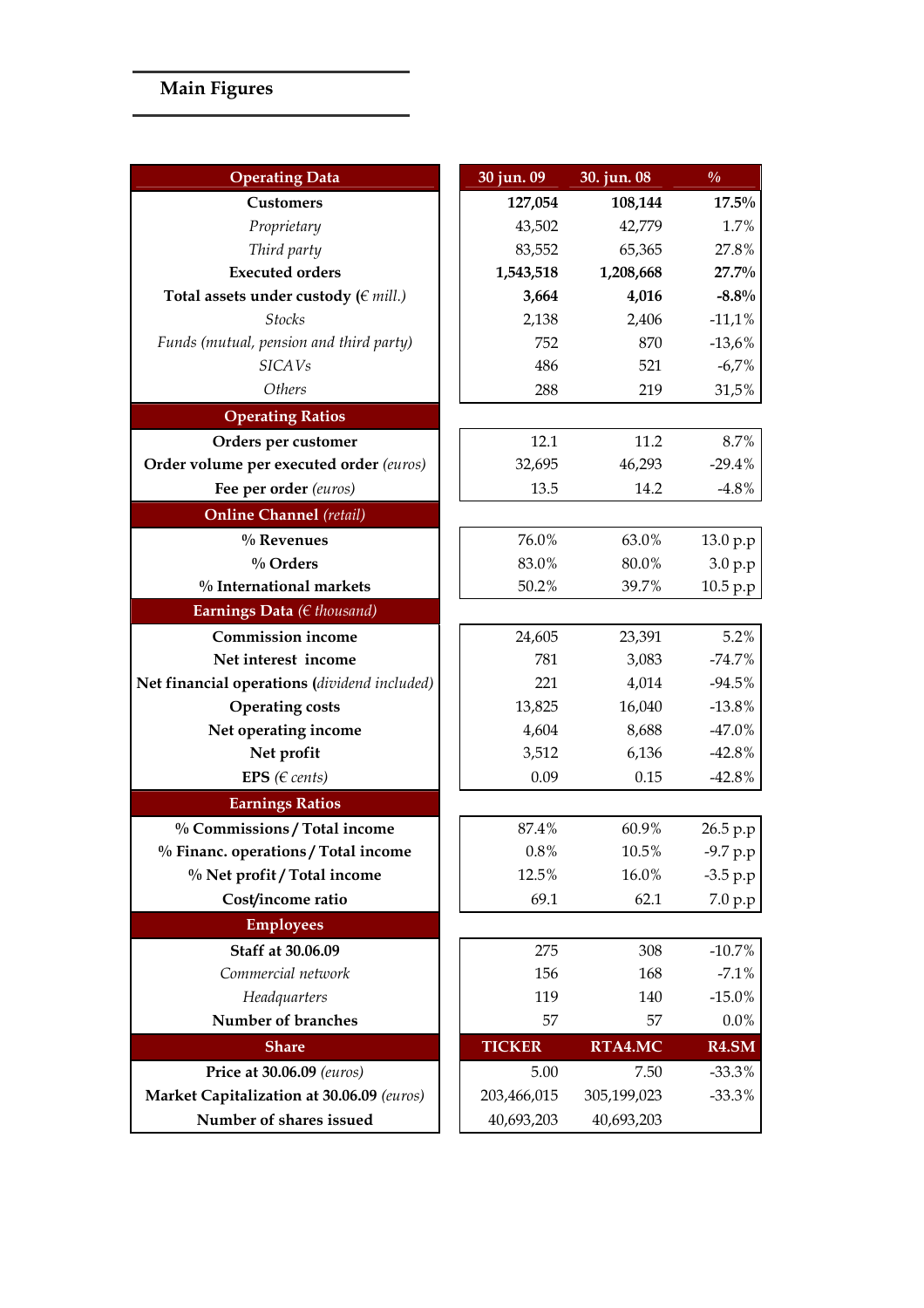## Main Figures

| Operating Data | 30 jun. 09 | 30. jun. 08 | % |
|---|---|---|---|
| **Customers** | **127,054** | **108,144** | **17.5%** |
| *Proprietary* | 43,502 | 42,779 | 1.7% |
| *Third party* | 83,552 | 65,365 | 27.8% |
| **Executed orders** | **1,543,518** | **1,208,668** | **27.7%** |
| **Total assets under custody** (*€ mill.)* | **3,664** | **4,016** | **-8.8%** |
| *Stocks* | 2,138 | 2,406 | -11,1% |
| *Funds (mutual, pension and third party)* | 752 | 870 | -13,6% |
| *SICAVs* | 486 | 521 | -6,7% |
| *Others* | 288 | 219 | 31,5% |
| **Operating Ratios** | | | |
| **Orders per customer** | 12.1 | 11.2 | 8.7% |
| **Order volume per executed order** *(euros)* | 32,695 | 46,293 | -29.4% |
| **Fee per order** *(euros)* | 13.5 | 14.2 | -4.8% |
| **Online Channel** *(retail)* | | | |
| **% Revenues** | 76.0% | 63.0% | 13.0 p.p |
| **% Orders** | 83.0% | 80.0% | 3.0 p.p |
| **% International markets** | 50.2% | 39.7% | 10.5 p.p |
| **Earnings Data** *(€ thousand)* | | | |
| **Commission income** | 24,605 | 23,391 | 5.2% |
| **Net interest income** | 781 | 3,083 | -74.7% |
| **Net financial operations** *(dividend included)* | 221 | 4,014 | -94.5% |
| **Operating costs** | 13,825 | 16,040 | -13.8% |
| **Net operating income** | 4,604 | 8,688 | -47.0% |
| **Net profit** | 3,512 | 6,136 | -42.8% |
| **EPS** *(€ cents)* | 0.09 | 0.15 | -42.8% |
| **Earnings Ratios** | | | |
| **% Commissions / Total income** | 87.4% | 60.9% | 26.5 p.p |
| **% Financ. operations / Total income** | 0.8% | 10.5% | -9.7 p.p |
| **% Net profit / Total income** | 12.5% | 16.0% | -3.5 p.p |
| **Cost/income ratio** | 69.1 | 62.1 | 7.0 p.p |
| **Employees** | | | |
| **Staff at 30.06.09** | 275 | 308 | -10.7% |
| *Commercial network* | 156 | 168 | -7.1% |
| *Headquarters* | 119 | 140 | -15.0% |
| **Number of branches** | 57 | 57 | 0.0% |
| **Share** | **TICKER** | **RTA4.MC** | **R4.SM** |
| **Price at 30.06.09** *(euros)* | 5.00 | 7.50 | -33.3% |
| **Market Capitalization at 30.06.09** *(euros)* | 203,466,015 | 305,199,023 | -33.3% |
| **Number of shares issued** | 40,693,203 | 40,693,203 | |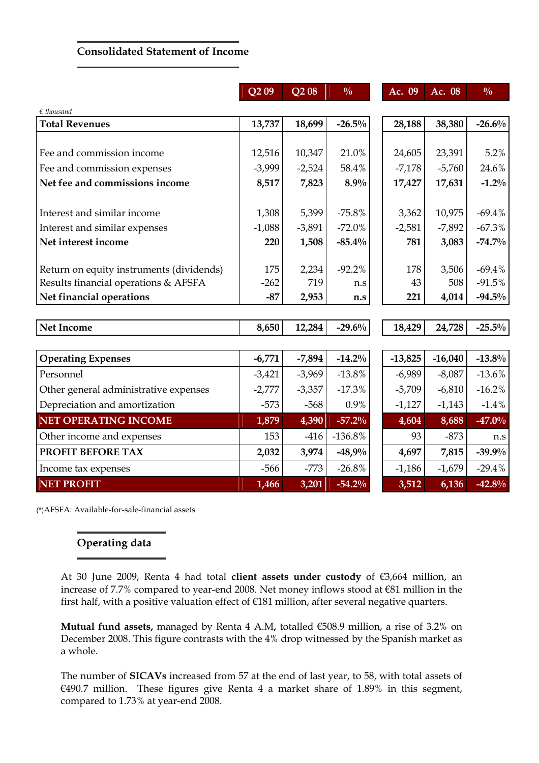## Consolidated Statement of Income

| € thousand | Q2 09 | Q2 08 | % | Ac. 09 | Ac. 08 | % |
|---|---|---|---|---|---|---|
| **Total Revenues** | **13,737** | **18,699** | **-26.5%** | **28,188** | **38,380** | **-26.6%** |
| Fee and commission income | 12,516 | 10,347 | 21.0% | 24,605 | 23,391 | 5.2% |
| Fee and commission expenses | -3,999 | -2,524 | 58.4% | -7,178 | -5,760 | 24.6% |
| **Net fee and commissions income** | **8,517** | **7,823** | **8.9%** | **17,427** | **17,631** | **-1.2%** |
| Interest and similar income | 1,308 | 5,399 | -75.8% | 3,362 | 10,975 | -69.4% |
| Interest and similar expenses | -1,088 | -3,891 | -72.0% | -2,581 | -7,892 | -67.3% |
| **Net interest income** | **220** | **1,508** | **-85.4%** | **781** | **3,083** | **-74.7%** |
| Return on equity instruments (dividends) | 175 | 2,234 | -92.2% | 178 | 3,506 | -69.4% |
| Results financial operations & AFSFA | -262 | 719 | n.s | 43 | 508 | -91.5% |
| **Net financial operations** | **-87** | **2,953** | **n.s** | **221** | **4,014** | **-94.5%** |
| **Net Income** | **8,650** | **12,284** | **-29.6%** | **18,429** | **24,728** | **-25.5%** |
| **Operating Expenses** | **-6,771** | **-7,894** | **-14.2%** | **-13,825** | **-16,040** | **-13.8%** |
| Personnel | -3,421 | -3,969 | -13.8% | -6,989 | -8,087 | -13.6% |
| Other general administrative expenses | -2,777 | -3,357 | -17.3% | -5,709 | -6,810 | -16.2% |
| Depreciation and amortization | -573 | -568 | 0.9% | -1,127 | -1,143 | -1.4% |
| **NET OPERATING INCOME** | **1,879** | **4,390** | **-57.2%** | **4,604** | **8,688** | **-47.0%** |
| Other income and expenses | 153 | -416 | -136.8% | 93 | -873 | n.s |
| **PROFIT BEFORE TAX** | **2,032** | **3,974** | **-48,9%** | **4,697** | **7,815** | **-39.9%** |
| Income tax expenses | -566 | -773 | -26.8% | -1,186 | -1,679 | -29.4% |
| **NET PROFIT** | **1,466** | **3,201** | **-54.2%** | **3,512** | **6,136** | **-42.8%** |

(*)AFSFA: Available-for-sale-financial assets

## Operating data

At 30 June 2009, Renta 4 had total **client assets under custody** of €3,664 million, an increase of 7.7% compared to year-end 2008. Net money inflows stood at €81 million in the first half, with a positive valuation effect of €181 million, after several negative quarters.

**Mutual fund assets,** managed by Renta 4 A.M**,** totalled €508.9 million, a rise of 3.2% on December 2008. This figure contrasts with the 4% drop witnessed by the Spanish market as a whole.

The number of **SICAVs** increased from 57 at the end of last year, to 58, with total assets of €490.7 million. These figures give Renta 4 a market share of 1.89% in this segment, compared to 1.73% at year-end 2008.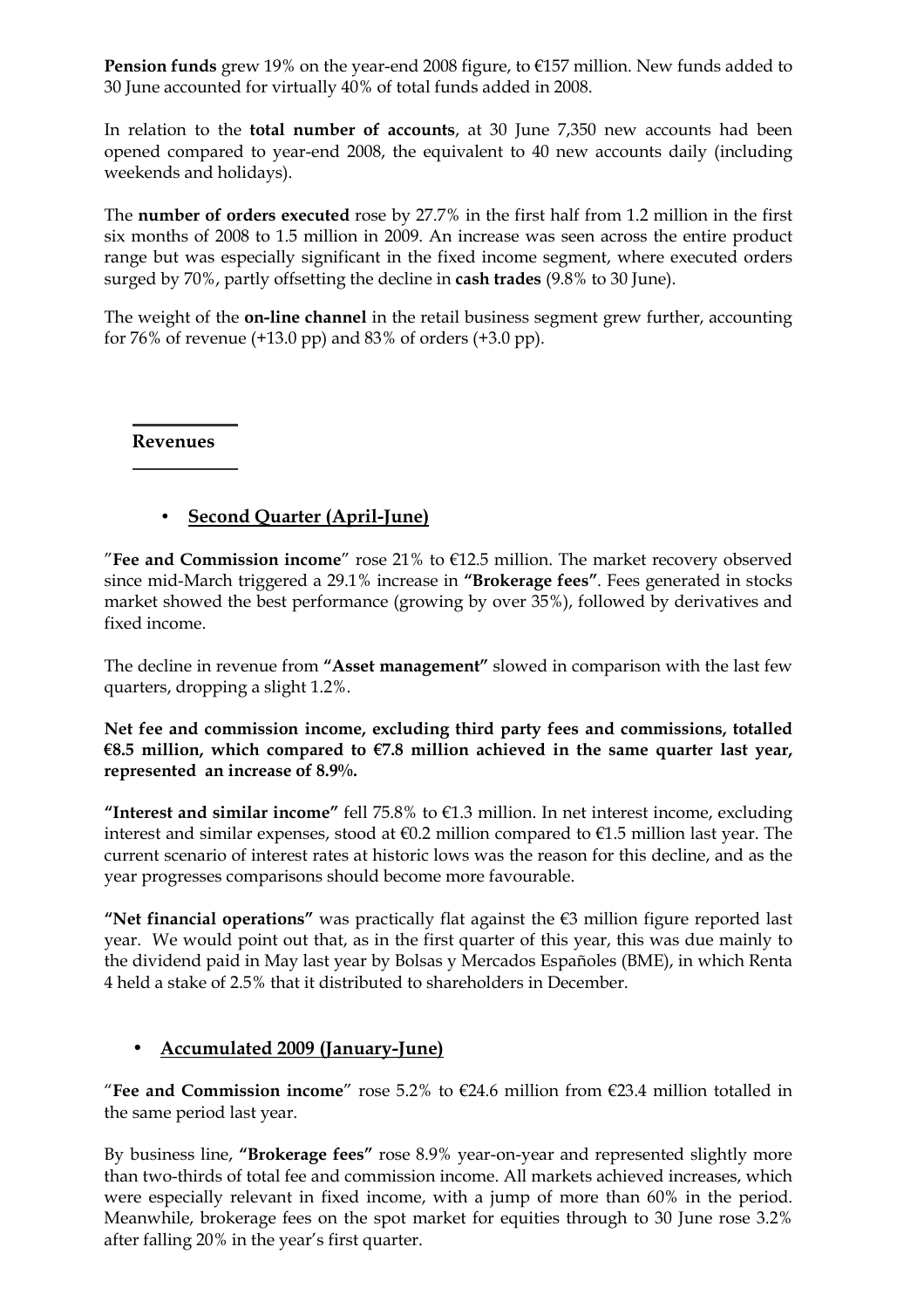**Pension funds** grew 19% on the year-end 2008 figure, to €157 million. New funds added to 30 June accounted for virtually 40% of total funds added in 2008.

In relation to the **total number of accounts**, at 30 June 7,350 new accounts had been opened compared to year-end 2008, the equivalent to 40 new accounts daily (including weekends and holidays).

The **number of orders executed** rose by 27.7% in the first half from 1.2 million in the first six months of 2008 to 1.5 million in 2009. An increase was seen across the entire product range but was especially significant in the fixed income segment, where executed orders surged by 70%, partly offsetting the decline in **cash trades** (9.8% to 30 June).

The weight of the **on-line channel** in the retail business segment grew further, accounting for 76% of revenue (+13.0 pp) and 83% of orders (+3.0 pp).

## Revenues

- **Second Quarter (April-June)**

"**Fee and Commission income**" rose 21% to €12.5 million. The market recovery observed since mid-March triggered a 29.1% increase in **"Brokerage fees"**. Fees generated in stocks market showed the best performance (growing by over 35%), followed by derivatives and fixed income.

The decline in revenue from **"Asset management"** slowed in comparison with the last few quarters, dropping a slight 1.2%.

**Net fee and commission income, excluding third party fees and commissions, totalled €8.5 million, which compared to €7.8 million achieved in the same quarter last year, represented an increase of 8.9%.**

**"Interest and similar income"** fell 75.8% to €1.3 million. In net interest income, excluding interest and similar expenses, stood at €0.2 million compared to €1.5 million last year. The current scenario of interest rates at historic lows was the reason for this decline, and as the year progresses comparisons should become more favourable.

**"Net financial operations"** was practically flat against the €3 million figure reported last year. We would point out that, as in the first quarter of this year, this was due mainly to the dividend paid in May last year by Bolsas y Mercados Españoles (BME), in which Renta 4 held a stake of 2.5% that it distributed to shareholders in December.

- **Accumulated 2009 (January-June)**

"**Fee and Commission income**" rose 5.2% to €24.6 million from €23.4 million totalled in the same period last year.

By business line, **"Brokerage fees"** rose 8.9% year-on-year and represented slightly more than two-thirds of total fee and commission income. All markets achieved increases, which were especially relevant in fixed income, with a jump of more than 60% in the period. Meanwhile, brokerage fees on the spot market for equities through to 30 June rose 3.2% after falling 20% in the year's first quarter.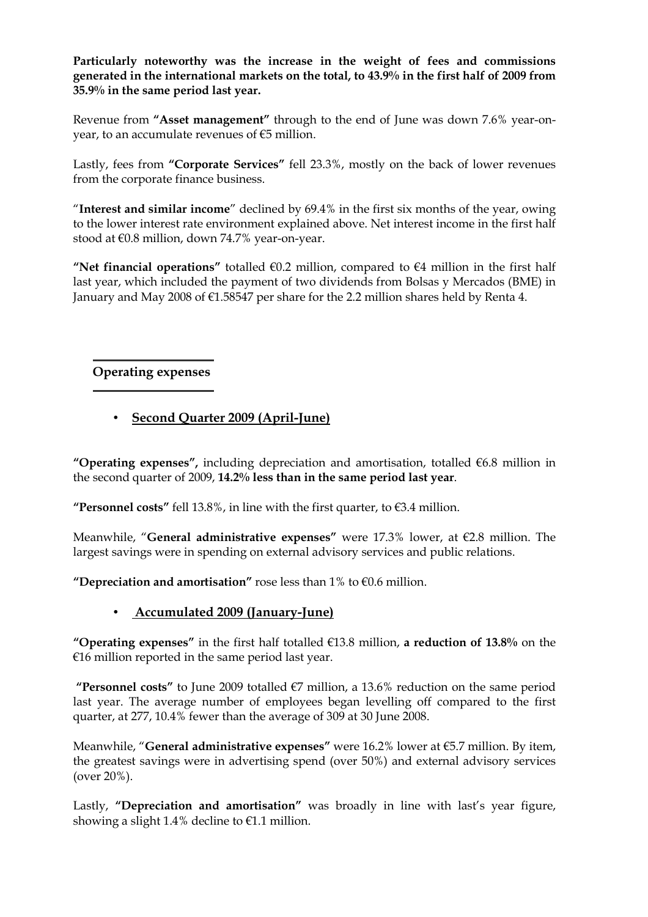**Particularly noteworthy was the increase in the weight of fees and commissions generated in the international markets on the total, to 43.9% in the first half of 2009 from 35.9% in the same period last year.**

Revenue from **"Asset management"** through to the end of June was down 7.6% year-on-year, to an accumulate revenues of €5 million.

Lastly, fees from **"Corporate Services"** fell 23.3%, mostly on the back of lower revenues from the corporate finance business.

"**Interest and similar income**" declined by 69.4% in the first six months of the year, owing to the lower interest rate environment explained above. Net interest income in the first half stood at €0.8 million, down 74.7% year-on-year.

**"Net financial operations"** totalled €0.2 million, compared to €4 million in the first half last year, which included the payment of two dividends from Bolsas y Mercados (BME) in January and May 2008 of €1.58547 per share for the 2.2 million shares held by Renta 4.

## Operating expenses

- **Second Quarter 2009 (April-June)**

**"Operating expenses",** including depreciation and amortisation, totalled €6.8 million in the second quarter of 2009, **14.2% less than in the same period last year**.

**"Personnel costs"** fell 13.8%, in line with the first quarter, to €3.4 million.

Meanwhile, "**General administrative expenses"** were 17.3% lower, at €2.8 million. The largest savings were in spending on external advisory services and public relations.

**"Depreciation and amortisation"** rose less than 1% to €0.6 million.

- **Accumulated 2009 (January-June)**

**"Operating expenses"** in the first half totalled €13.8 million, **a reduction of 13.8%** on the €16 million reported in the same period last year.

**"Personnel costs"** to June 2009 totalled €7 million, a 13.6% reduction on the same period last year. The average number of employees began levelling off compared to the first quarter, at 277, 10.4% fewer than the average of 309 at 30 June 2008.

Meanwhile, "**General administrative expenses"** were 16.2% lower at €5.7 million. By item, the greatest savings were in advertising spend (over 50%) and external advisory services (over 20%).

Lastly, **"Depreciation and amortisation"** was broadly in line with last's year figure, showing a slight 1.4% decline to €1.1 million.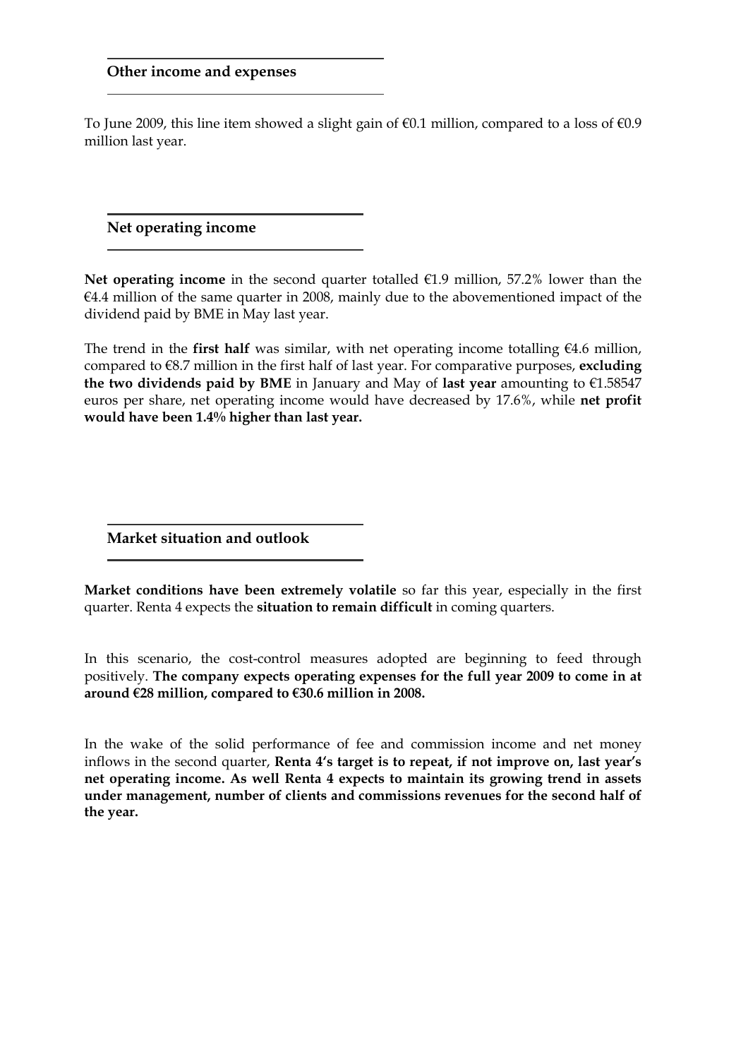## Other income and expenses

To June 2009, this line item showed a slight gain of €0.1 million, compared to a loss of €0.9 million last year.

## Net operating income

**Net operating income** in the second quarter totalled €1.9 million, 57.2% lower than the €4.4 million of the same quarter in 2008, mainly due to the abovementioned impact of the dividend paid by BME in May last year.

The trend in the **first half** was similar, with net operating income totalling €4.6 million, compared to €8.7 million in the first half of last year. For comparative purposes, **excluding the two dividends paid by BME** in January and May of **last year** amounting to €1.58547 euros per share, net operating income would have decreased by 17.6%, while **net profit would have been 1.4% higher than last year.**

## Market situation and outlook

**Market conditions have been extremely volatile** so far this year, especially in the first quarter. Renta 4 expects the **situation to remain difficult** in coming quarters.

In this scenario, the cost-control measures adopted are beginning to feed through positively. **The company expects operating expenses for the full year 2009 to come in at around €28 million, compared to €30.6 million in 2008.**

In the wake of the solid performance of fee and commission income and net money inflows in the second quarter, **Renta 4's target is to repeat, if not improve on, last year's net operating income. As well Renta 4 expects to maintain its growing trend in assets under management, number of clients and commissions revenues for the second half of the year.**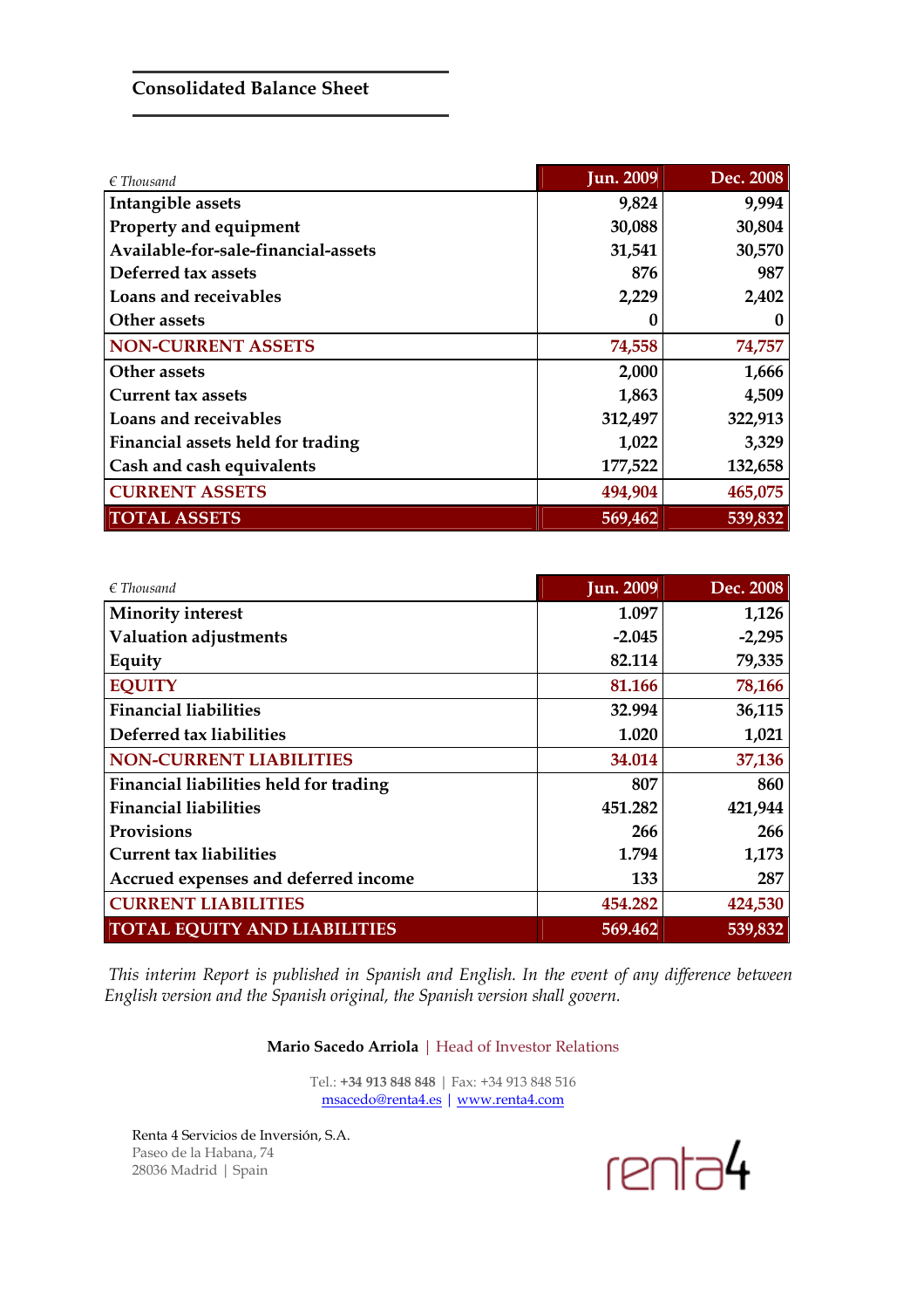## Consolidated Balance Sheet

| *€ Thousand* | Jun. 2009 | Dec. 2008 |
|---|---|---|
| Intangible assets | 9,824 | 9,994 |
| Property and equipment | 30,088 | 30,804 |
| Available-for-sale-financial-assets | 31,541 | 30,570 |
| Deferred tax assets | 876 | 987 |
| Loans and receivables | 2,229 | 2,402 |
| Other assets | 0 | 0 |
| NON-CURRENT ASSETS | 74,558 | 74,757 |
| Other assets | 2,000 | 1,666 |
| Current tax assets | 1,863 | 4,509 |
| Loans and receivables | 312,497 | 322,913 |
| Financial assets held for trading | 1,022 | 3,329 |
| Cash and cash equivalents | 177,522 | 132,658 |
| CURRENT ASSETS | 494,904 | 465,075 |
| TOTAL ASSETS | 569,462 | 539,832 |

| *€ Thousand* | Jun. 2009 | Dec. 2008 |
|---|---|---|
| Minority interest | 1.097 | 1,126 |
| Valuation adjustments | -2.045 | -2,295 |
| Equity | 82.114 | 79,335 |
| EQUITY | 81.166 | 78,166 |
| Financial liabilities | 32.994 | 36,115 |
| Deferred tax liabilities | 1.020 | 1,021 |
| NON-CURRENT LIABILITIES | 34.014 | 37,136 |
| Financial liabilities held for trading | 807 | 860 |
| Financial liabilities | 451.282 | 421,944 |
| Provisions | 266 | 266 |
| Current tax liabilities | 1.794 | 1,173 |
| Accrued expenses and deferred income | 133 | 287 |
| CURRENT LIABILITIES | 454.282 | 424,530 |
| TOTAL EQUITY AND LIABILITIES | 569.462 | 539,832 |

*This interim Report is published in Spanish and English. In the event of any difference between English version and the Spanish original, the Spanish version shall govern.*

**Mario Sacedo Arriola** | Head of Investor Relations

Tel.: **+34 913 848 848** | Fax: +34 913 848 516
msacedo@renta4.es | www.renta4.com

Renta 4 Servicios de Inversión, S.A.
Paseo de la Habana, 74
28036 Madrid | Spain

renta4